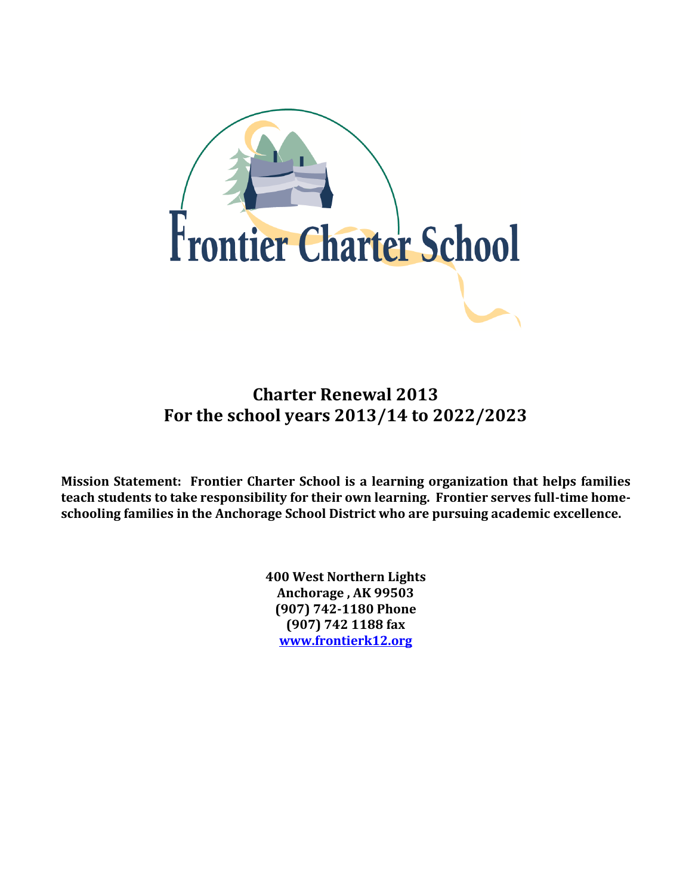# Frontier Charter School

## Charter Renewal 2013
## For the school years 2013/14 to 2022/2023

**Mission Statement: Frontier Charter School is a learning organization that helps families teach students to take responsibility for their own learning. Frontier serves full-time home-schooling families in the Anchorage School District who are pursuing academic excellence.**

**400 West Northern Lights**
**Anchorage , AK 99503**
**(907) 742-1180 Phone**
**(907) 742 1188 fax**
**www.frontierk12.org**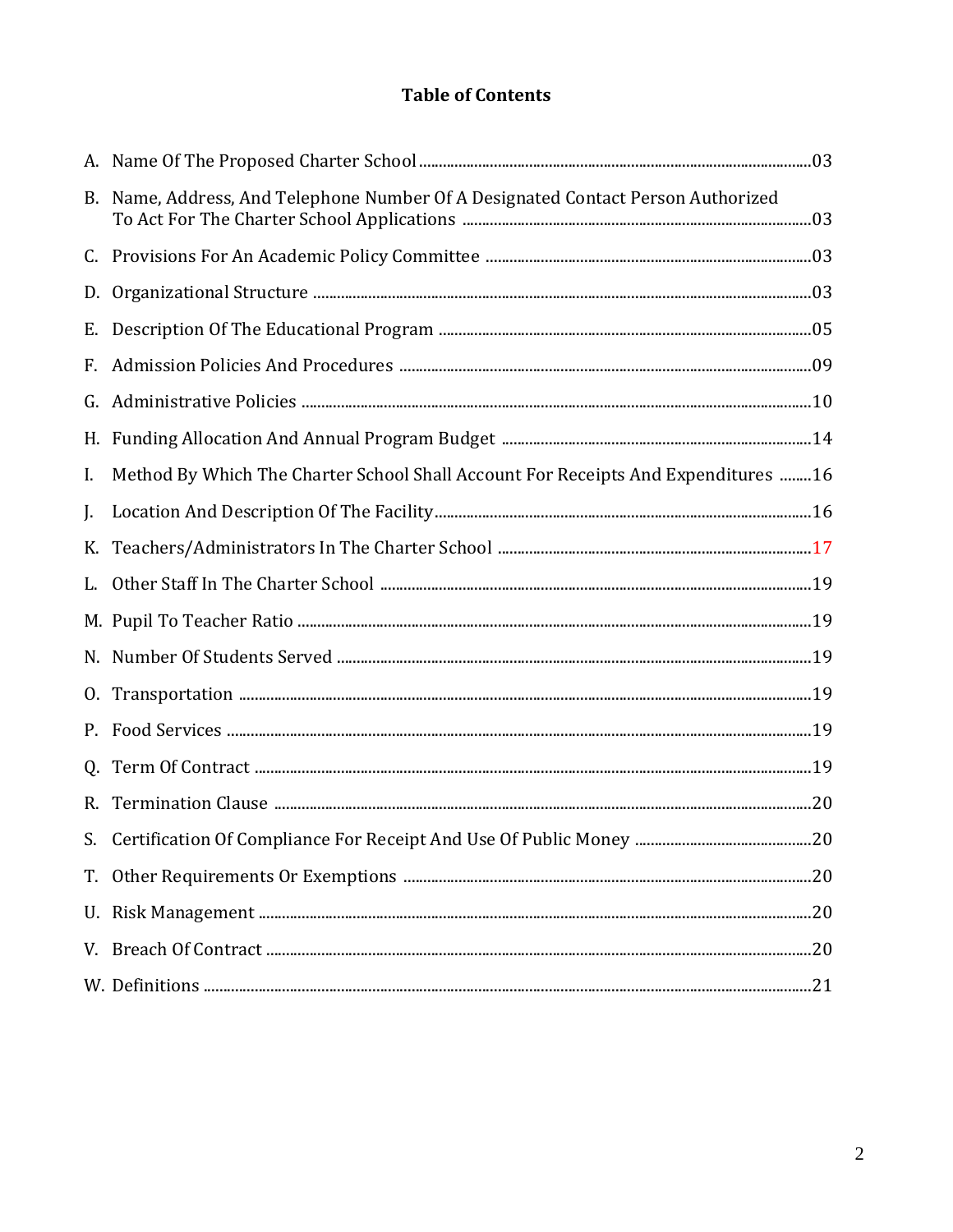# Table of Contents

| | | |
|---|---|---|
| A. | Name Of The Proposed Charter School | 03 |
| B. | Name, Address, And Telephone Number Of A Designated Contact Person Authorized To Act For The Charter School Applications | 03 |
| C. | Provisions For An Academic Policy Committee | 03 |
| D. | Organizational Structure | 03 |
| E. | Description Of The Educational Program | 05 |
| F. | Admission Policies And Procedures | 09 |
| G. | Administrative Policies | 10 |
| H. | Funding Allocation And Annual Program Budget | 14 |
| I. | Method By Which The Charter School Shall Account For Receipts And Expenditures | 16 |
| J. | Location And Description Of The Facility | 16 |
| K. | Teachers/Administrators In The Charter School | 17 |
| L. | Other Staff In The Charter School | 19 |
| M. | Pupil To Teacher Ratio | 19 |
| N. | Number Of Students Served | 19 |
| O. | Transportation | 19 |
| P. | Food Services | 19 |
| Q. | Term Of Contract | 19 |
| R. | Termination Clause | 20 |
| S. | Certification Of Compliance For Receipt And Use Of Public Money | 20 |
| T. | Other Requirements Or Exemptions | 20 |
| U. | Risk Management | 20 |
| V. | Breach Of Contract | 20 |
| W. | Definitions | 21 |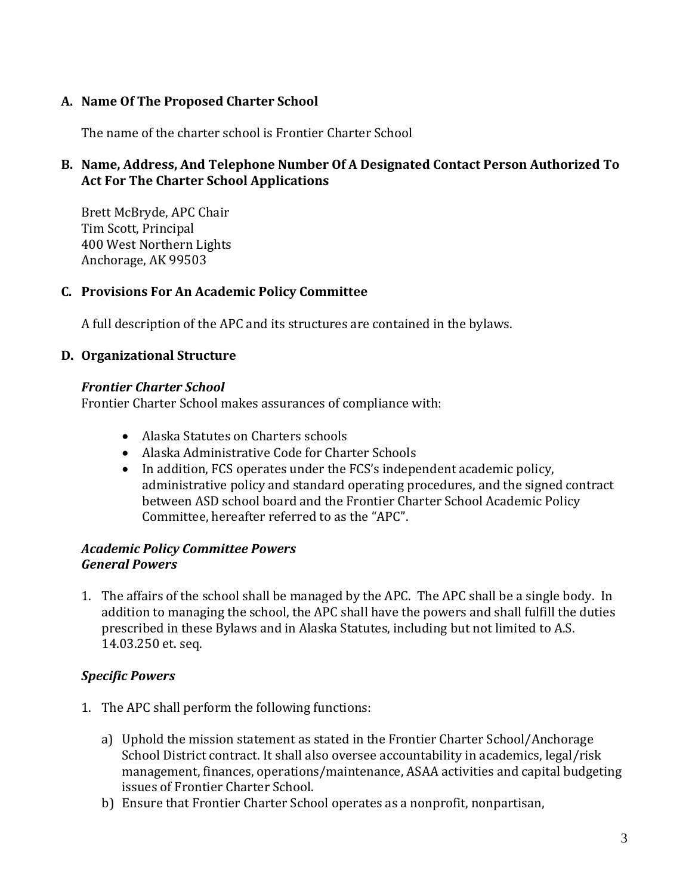## A. Name Of The Proposed Charter School

The name of the charter school is Frontier Charter School

## B. Name, Address, And Telephone Number Of A Designated Contact Person Authorized To Act For The Charter School Applications

Brett McBryde, APC Chair
Tim Scott, Principal
400 West Northern Lights
Anchorage, AK 99503

## C. Provisions For An Academic Policy Committee

A full description of the APC and its structures are contained in the bylaws.

## D. Organizational Structure

***Frontier Charter School***
Frontier Charter School makes assurances of compliance with:

- Alaska Statutes on Charters schools
- Alaska Administrative Code for Charter Schools
- In addition, FCS operates under the FCS's independent academic policy, administrative policy and standard operating procedures, and the signed contract between ASD school board and the Frontier Charter School Academic Policy Committee, hereafter referred to as the "APC".

***Academic Policy Committee Powers***
***General Powers***

1. The affairs of the school shall be managed by the APC. The APC shall be a single body. In addition to managing the school, the APC shall have the powers and shall fulfill the duties prescribed in these Bylaws and in Alaska Statutes, including but not limited to A.S. 14.03.250 et. seq.

***Specific Powers***

1. The APC shall perform the following functions:

   a) Uphold the mission statement as stated in the Frontier Charter School/Anchorage School District contract. It shall also oversee accountability in academics, legal/risk management, finances, operations/maintenance, ASAA activities and capital budgeting issues of Frontier Charter School.
   b) Ensure that Frontier Charter School operates as a nonprofit, nonpartisan,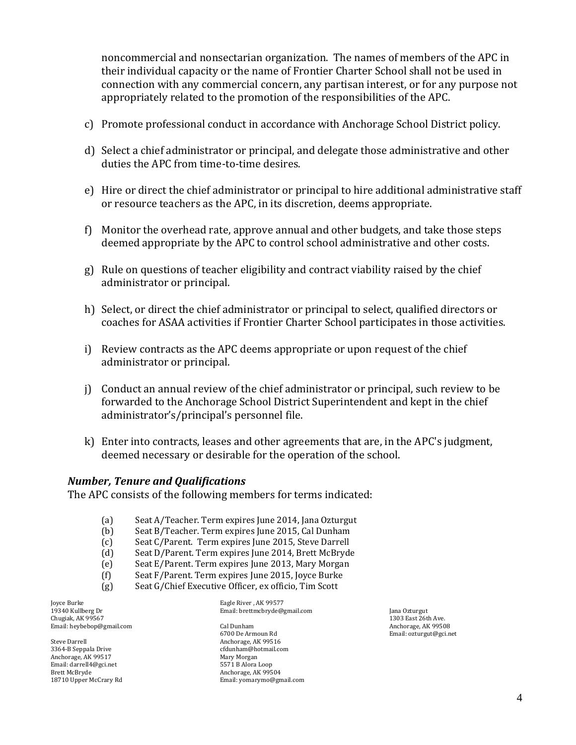noncommercial and nonsectarian organization. The names of members of the APC in their individual capacity or the name of Frontier Charter School shall not be used in connection with any commercial concern, any partisan interest, or for any purpose not appropriately related to the promotion of the responsibilities of the APC.

c) Promote professional conduct in accordance with Anchorage School District policy.

d) Select a chief administrator or principal, and delegate those administrative and other duties the APC from time-to-time desires.

e) Hire or direct the chief administrator or principal to hire additional administrative staff or resource teachers as the APC, in its discretion, deems appropriate.

f) Monitor the overhead rate, approve annual and other budgets, and take those steps deemed appropriate by the APC to control school administrative and other costs.

g) Rule on questions of teacher eligibility and contract viability raised by the chief administrator or principal.

h) Select, or direct the chief administrator or principal to select, qualified directors or coaches for ASAA activities if Frontier Charter School participates in those activities.

i) Review contracts as the APC deems appropriate or upon request of the chief administrator or principal.

j) Conduct an annual review of the chief administrator or principal, such review to be forwarded to the Anchorage School District Superintendent and kept in the chief administrator's/principal's personnel file.

k) Enter into contracts, leases and other agreements that are, in the APC's judgment, deemed necessary or desirable for the operation of the school.

### *Number, Tenure and Qualifications*

The APC consists of the following members for terms indicated:

(a) Seat A/Teacher. Term expires June 2014, Jana Ozturgut
(b) Seat B/Teacher. Term expires June 2015, Cal Dunham
(c) Seat C/Parent. Term expires June 2015, Steve Darrell
(d) Seat D/Parent. Term expires June 2014, Brett McBryde
(e) Seat E/Parent. Term expires June 2013, Mary Morgan
(f) Seat F/Parent. Term expires June 2015, Joyce Burke
(g) Seat G/Chief Executive Officer, ex officio, Tim Scott

Joyce Burke
19340 Kullberg Dr
Chugiak, AK 99567
Email: heybebop@gmail.com

Steve Darrell
3364-B Seppala Drive
Anchorage, AK 99517
Email: darrell4@gci.net

Brett McBryde
18710 Upper McCrary Rd
Eagle River , AK 99577
Email: brettmcbryde@gmail.com

Cal Dunham
6700 De Armoun Rd
Anchorage, AK 99516
cfdunham@hotmail.com

Mary Morgan
5571 B Alora Loop
Anchorage, AK 99504
Email: yomarymo@gmail.com

Jana Ozturgut
1303 East 26th Ave.
Anchorage, AK 99508
Email: ozturgut@gci.net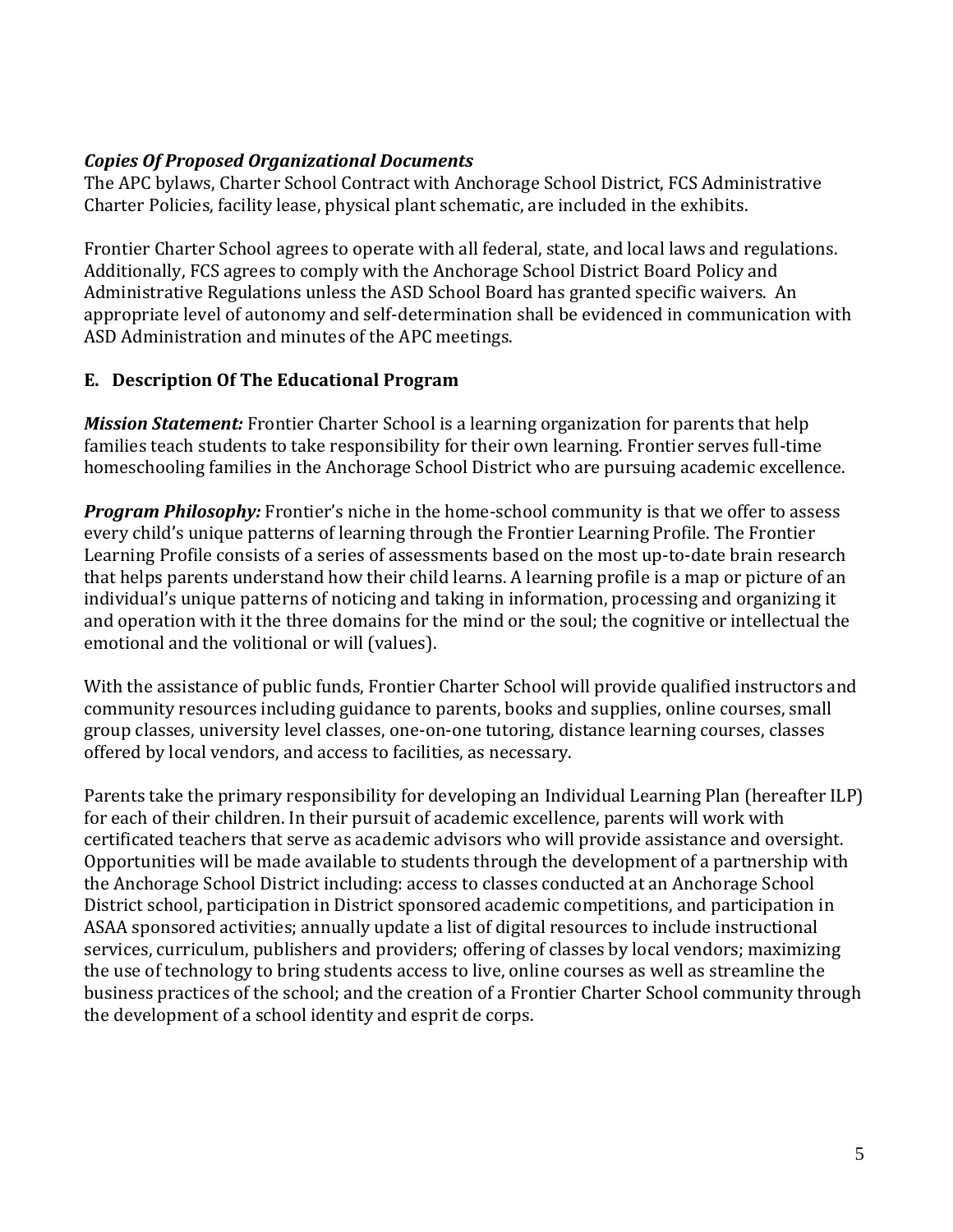***Copies Of Proposed Organizational Documents***

The APC bylaws, Charter School Contract with Anchorage School District, FCS Administrative Charter Policies, facility lease, physical plant schematic, are included in the exhibits.

Frontier Charter School agrees to operate with all federal, state, and local laws and regulations. Additionally, FCS agrees to comply with the Anchorage School District Board Policy and Administrative Regulations unless the ASD School Board has granted specific waivers. An appropriate level of autonomy and self-determination shall be evidenced in communication with ASD Administration and minutes of the APC meetings.

## E. Description Of The Educational Program

***Mission Statement:*** Frontier Charter School is a learning organization for parents that help families teach students to take responsibility for their own learning. Frontier serves full-time homeschooling families in the Anchorage School District who are pursuing academic excellence.

***Program Philosophy:*** Frontier's niche in the home-school community is that we offer to assess every child's unique patterns of learning through the Frontier Learning Profile. The Frontier Learning Profile consists of a series of assessments based on the most up-to-date brain research that helps parents understand how their child learns. A learning profile is a map or picture of an individual's unique patterns of noticing and taking in information, processing and organizing it and operation with it the three domains for the mind or the soul; the cognitive or intellectual the emotional and the volitional or will (values).

With the assistance of public funds, Frontier Charter School will provide qualified instructors and community resources including guidance to parents, books and supplies, online courses, small group classes, university level classes, one-on-one tutoring, distance learning courses, classes offered by local vendors, and access to facilities, as necessary.

Parents take the primary responsibility for developing an Individual Learning Plan (hereafter ILP) for each of their children. In their pursuit of academic excellence, parents will work with certificated teachers that serve as academic advisors who will provide assistance and oversight. Opportunities will be made available to students through the development of a partnership with the Anchorage School District including: access to classes conducted at an Anchorage School District school, participation in District sponsored academic competitions, and participation in ASAA sponsored activities; annually update a list of digital resources to include instructional services, curriculum, publishers and providers; offering of classes by local vendors; maximizing the use of technology to bring students access to live, online courses as well as streamline the business practices of the school; and the creation of a Frontier Charter School community through the development of a school identity and esprit de corps.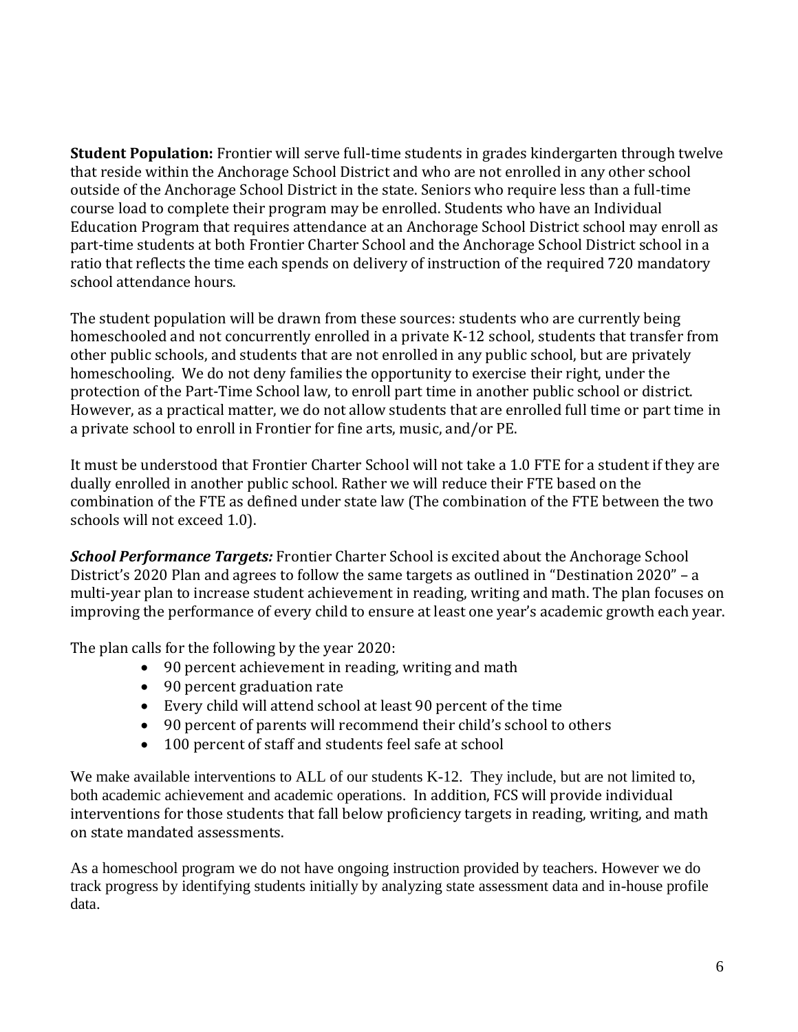**Student Population:** Frontier will serve full-time students in grades kindergarten through twelve that reside within the Anchorage School District and who are not enrolled in any other school outside of the Anchorage School District in the state. Seniors who require less than a full-time course load to complete their program may be enrolled. Students who have an Individual Education Program that requires attendance at an Anchorage School District school may enroll as part-time students at both Frontier Charter School and the Anchorage School District school in a ratio that reflects the time each spends on delivery of instruction of the required 720 mandatory school attendance hours.

The student population will be drawn from these sources: students who are currently being homeschooled and not concurrently enrolled in a private K-12 school, students that transfer from other public schools, and students that are not enrolled in any public school, but are privately homeschooling. We do not deny families the opportunity to exercise their right, under the protection of the Part-Time School law, to enroll part time in another public school or district. However, as a practical matter, we do not allow students that are enrolled full time or part time in a private school to enroll in Frontier for fine arts, music, and/or PE.

It must be understood that Frontier Charter School will not take a 1.0 FTE for a student if they are dually enrolled in another public school. Rather we will reduce their FTE based on the combination of the FTE as defined under state law (The combination of the FTE between the two schools will not exceed 1.0).

***School Performance Targets:*** Frontier Charter School is excited about the Anchorage School District's 2020 Plan and agrees to follow the same targets as outlined in "Destination 2020" – a multi-year plan to increase student achievement in reading, writing and math. The plan focuses on improving the performance of every child to ensure at least one year's academic growth each year.

The plan calls for the following by the year 2020:

- 90 percent achievement in reading, writing and math
- 90 percent graduation rate
- Every child will attend school at least 90 percent of the time
- 90 percent of parents will recommend their child's school to others
- 100 percent of staff and students feel safe at school

We make available interventions to ALL of our students K-12. They include, but are not limited to, both academic achievement and academic operations. In addition, FCS will provide individual interventions for those students that fall below proficiency targets in reading, writing, and math on state mandated assessments.

As a homeschool program we do not have ongoing instruction provided by teachers. However we do track progress by identifying students initially by analyzing state assessment data and in-house profile data.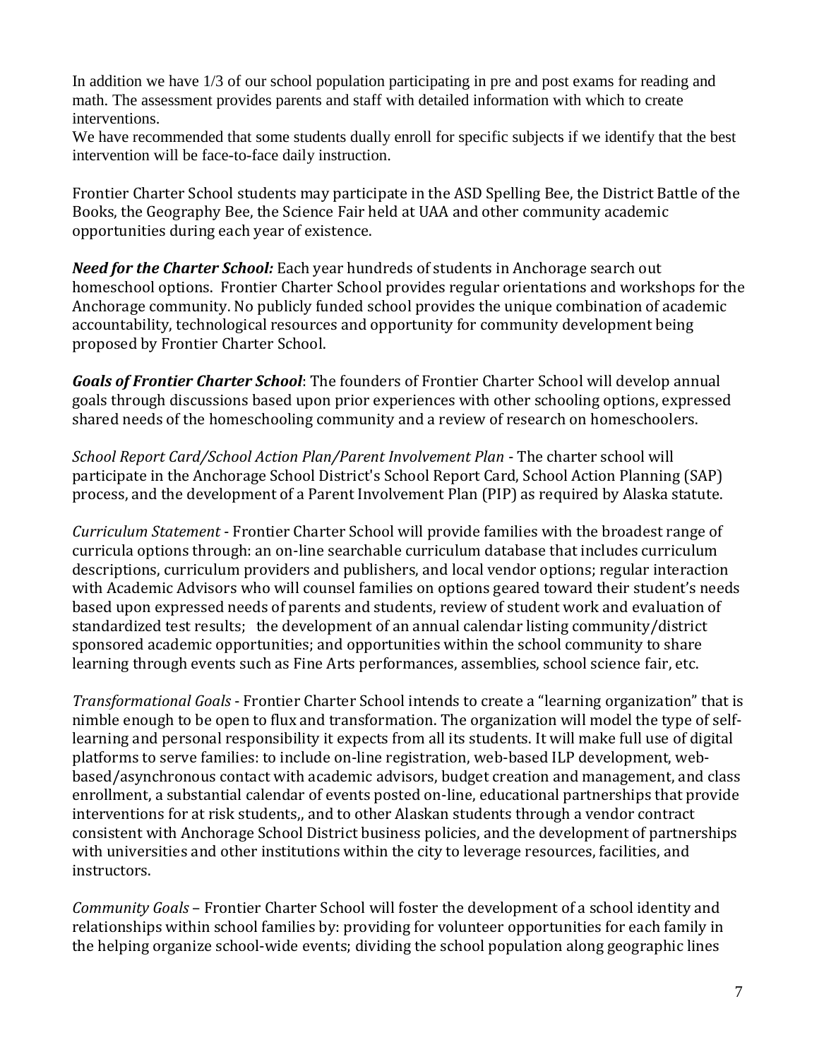In addition we have 1/3 of our school population participating in pre and post exams for reading and math. The assessment provides parents and staff with detailed information with which to create interventions.
We have recommended that some students dually enroll for specific subjects if we identify that the best intervention will be face-to-face daily instruction.

Frontier Charter School students may participate in the ASD Spelling Bee, the District Battle of the Books, the Geography Bee, the Science Fair held at UAA and other community academic opportunities during each year of existence.

***Need for the Charter School:*** Each year hundreds of students in Anchorage search out homeschool options. Frontier Charter School provides regular orientations and workshops for the Anchorage community. No publicly funded school provides the unique combination of academic accountability, technological resources and opportunity for community development being proposed by Frontier Charter School.

***Goals of Frontier Charter School***: The founders of Frontier Charter School will develop annual goals through discussions based upon prior experiences with other schooling options, expressed shared needs of the homeschooling community and a review of research on homeschoolers.

*School Report Card/School Action Plan/Parent Involvement Plan* - The charter school will participate in the Anchorage School District's School Report Card, School Action Planning (SAP) process, and the development of a Parent Involvement Plan (PIP) as required by Alaska statute.

*Curriculum Statement* - Frontier Charter School will provide families with the broadest range of curricula options through: an on-line searchable curriculum database that includes curriculum descriptions, curriculum providers and publishers, and local vendor options; regular interaction with Academic Advisors who will counsel families on options geared toward their student's needs based upon expressed needs of parents and students, review of student work and evaluation of standardized test results; the development of an annual calendar listing community/district sponsored academic opportunities; and opportunities within the school community to share learning through events such as Fine Arts performances, assemblies, school science fair, etc.

*Transformational Goals* - Frontier Charter School intends to create a "learning organization" that is nimble enough to be open to flux and transformation. The organization will model the type of self-learning and personal responsibility it expects from all its students. It will make full use of digital platforms to serve families: to include on-line registration, web-based ILP development, web-based/asynchronous contact with academic advisors, budget creation and management, and class enrollment, a substantial calendar of events posted on-line, educational partnerships that provide interventions for at risk students,, and to other Alaskan students through a vendor contract consistent with Anchorage School District business policies, and the development of partnerships with universities and other institutions within the city to leverage resources, facilities, and instructors.

*Community Goals* – Frontier Charter School will foster the development of a school identity and relationships within school families by: providing for volunteer opportunities for each family in the helping organize school-wide events; dividing the school population along geographic lines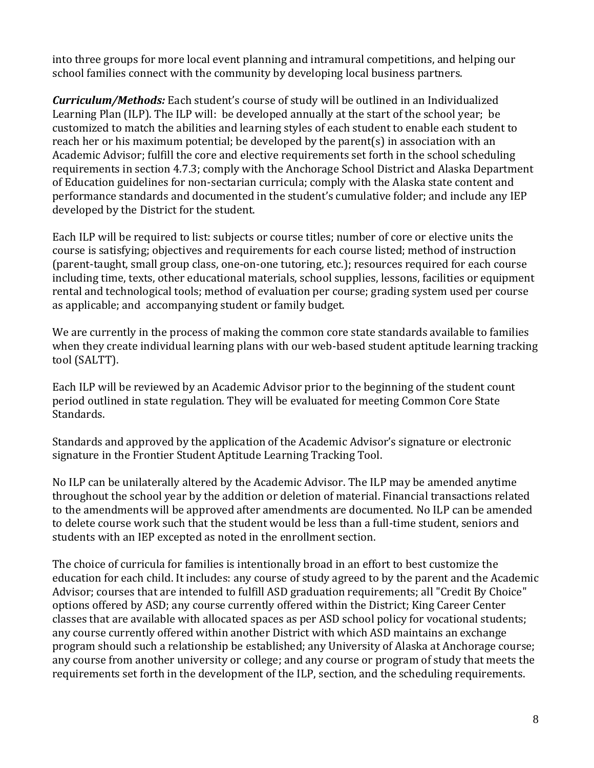into three groups for more local event planning and intramural competitions, and helping our school families connect with the community by developing local business partners.

***Curriculum/Methods:*** Each student's course of study will be outlined in an Individualized Learning Plan (ILP). The ILP will: be developed annually at the start of the school year; be customized to match the abilities and learning styles of each student to enable each student to reach her or his maximum potential; be developed by the parent(s) in association with an Academic Advisor; fulfill the core and elective requirements set forth in the school scheduling requirements in section 4.7.3; comply with the Anchorage School District and Alaska Department of Education guidelines for non-sectarian curricula; comply with the Alaska state content and performance standards and documented in the student's cumulative folder; and include any IEP developed by the District for the student.

Each ILP will be required to list: subjects or course titles; number of core or elective units the course is satisfying; objectives and requirements for each course listed; method of instruction (parent-taught, small group class, one-on-one tutoring, etc.); resources required for each course including time, texts, other educational materials, school supplies, lessons, facilities or equipment rental and technological tools; method of evaluation per course; grading system used per course as applicable; and accompanying student or family budget.

We are currently in the process of making the common core state standards available to families when they create individual learning plans with our web-based student aptitude learning tracking tool (SALTT).

Each ILP will be reviewed by an Academic Advisor prior to the beginning of the student count period outlined in state regulation. They will be evaluated for meeting Common Core State Standards.

Standards and approved by the application of the Academic Advisor's signature or electronic signature in the Frontier Student Aptitude Learning Tracking Tool.

No ILP can be unilaterally altered by the Academic Advisor. The ILP may be amended anytime throughout the school year by the addition or deletion of material. Financial transactions related to the amendments will be approved after amendments are documented. No ILP can be amended to delete course work such that the student would be less than a full-time student, seniors and students with an IEP excepted as noted in the enrollment section.

The choice of curricula for families is intentionally broad in an effort to best customize the education for each child. It includes: any course of study agreed to by the parent and the Academic Advisor; courses that are intended to fulfill ASD graduation requirements; all "Credit By Choice" options offered by ASD; any course currently offered within the District; King Career Center classes that are available with allocated spaces as per ASD school policy for vocational students; any course currently offered within another District with which ASD maintains an exchange program should such a relationship be established; any University of Alaska at Anchorage course; any course from another university or college; and any course or program of study that meets the requirements set forth in the development of the ILP, section, and the scheduling requirements.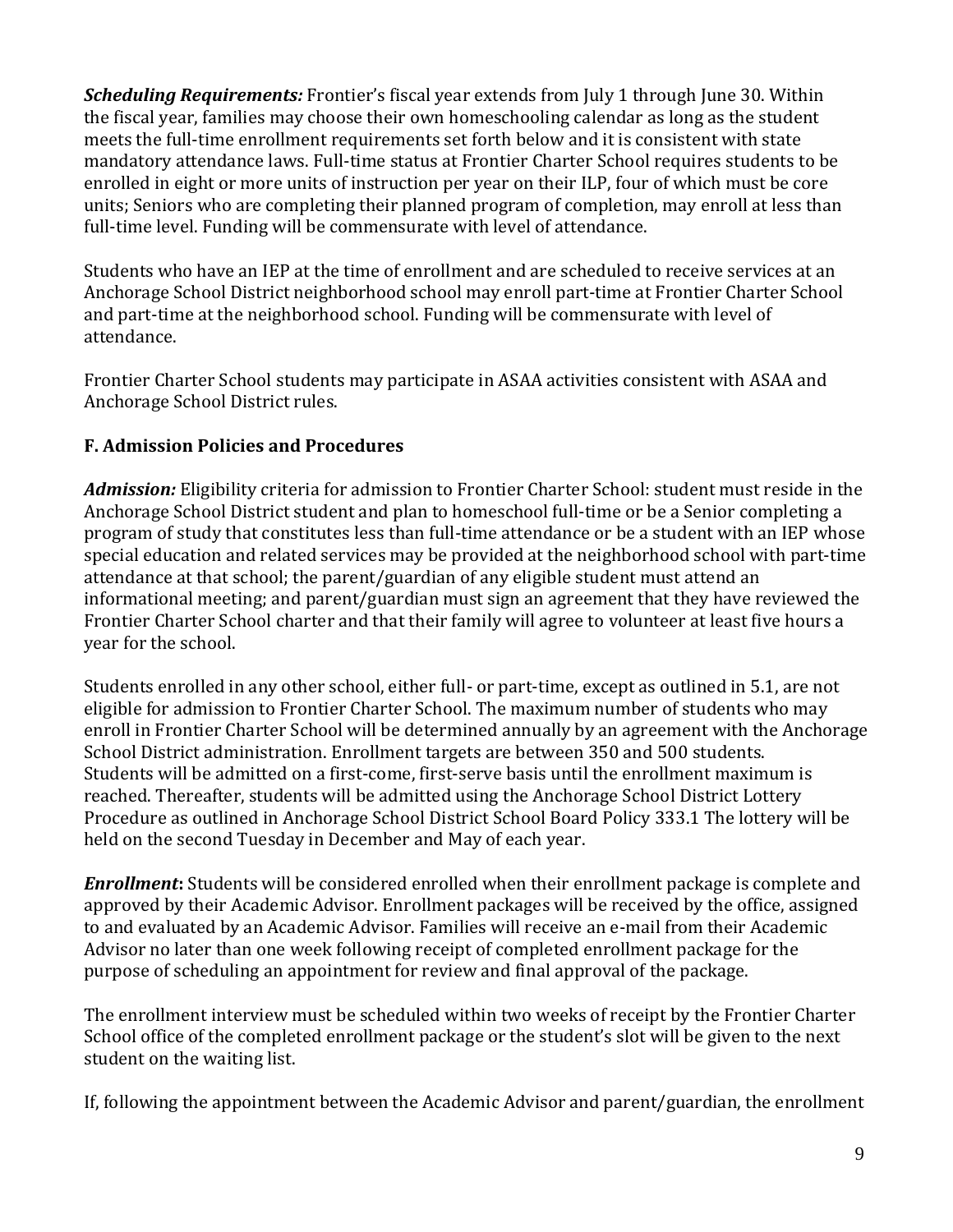***Scheduling Requirements:*** Frontier's fiscal year extends from July 1 through June 30. Within the fiscal year, families may choose their own homeschooling calendar as long as the student meets the full-time enrollment requirements set forth below and it is consistent with state mandatory attendance laws. Full-time status at Frontier Charter School requires students to be enrolled in eight or more units of instruction per year on their ILP, four of which must be core units; Seniors who are completing their planned program of completion, may enroll at less than full-time level. Funding will be commensurate with level of attendance.

Students who have an IEP at the time of enrollment and are scheduled to receive services at an Anchorage School District neighborhood school may enroll part-time at Frontier Charter School and part-time at the neighborhood school. Funding will be commensurate with level of attendance.

Frontier Charter School students may participate in ASAA activities consistent with ASAA and Anchorage School District rules.

### F. Admission Policies and Procedures

***Admission:*** Eligibility criteria for admission to Frontier Charter School: student must reside in the Anchorage School District student and plan to homeschool full-time or be a Senior completing a program of study that constitutes less than full-time attendance or be a student with an IEP whose special education and related services may be provided at the neighborhood school with part-time attendance at that school; the parent/guardian of any eligible student must attend an informational meeting; and parent/guardian must sign an agreement that they have reviewed the Frontier Charter School charter and that their family will agree to volunteer at least five hours a year for the school.

Students enrolled in any other school, either full- or part-time, except as outlined in 5.1, are not eligible for admission to Frontier Charter School. The maximum number of students who may enroll in Frontier Charter School will be determined annually by an agreement with the Anchorage School District administration. Enrollment targets are between 350 and 500 students. Students will be admitted on a first-come, first-serve basis until the enrollment maximum is reached. Thereafter, students will be admitted using the Anchorage School District Lottery Procedure as outlined in Anchorage School District School Board Policy 333.1 The lottery will be held on the second Tuesday in December and May of each year.

***Enrollment*****:** Students will be considered enrolled when their enrollment package is complete and approved by their Academic Advisor. Enrollment packages will be received by the office, assigned to and evaluated by an Academic Advisor. Families will receive an e-mail from their Academic Advisor no later than one week following receipt of completed enrollment package for the purpose of scheduling an appointment for review and final approval of the package.

The enrollment interview must be scheduled within two weeks of receipt by the Frontier Charter School office of the completed enrollment package or the student's slot will be given to the next student on the waiting list.

If, following the appointment between the Academic Advisor and parent/guardian, the enrollment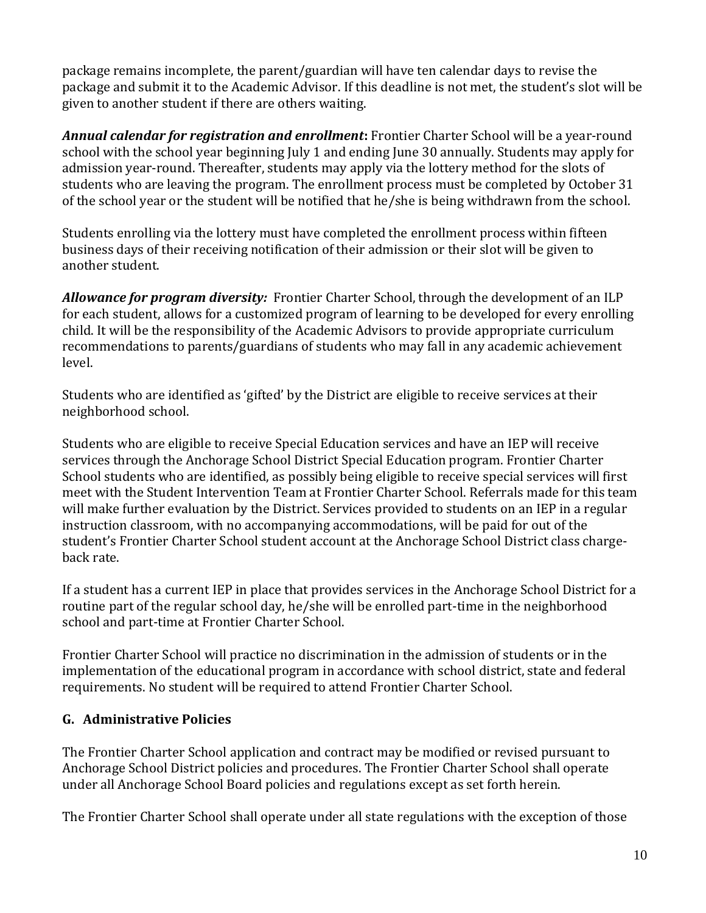package remains incomplete, the parent/guardian will have ten calendar days to revise the package and submit it to the Academic Advisor. If this deadline is not met, the student's slot will be given to another student if there are others waiting.

***Annual calendar for registration and enrollment*:** Frontier Charter School will be a year-round school with the school year beginning July 1 and ending June 30 annually. Students may apply for admission year-round. Thereafter, students may apply via the lottery method for the slots of students who are leaving the program. The enrollment process must be completed by October 31 of the school year or the student will be notified that he/she is being withdrawn from the school.

Students enrolling via the lottery must have completed the enrollment process within fifteen business days of their receiving notification of their admission or their slot will be given to another student.

***Allowance for program diversity:*** Frontier Charter School, through the development of an ILP for each student, allows for a customized program of learning to be developed for every enrolling child. It will be the responsibility of the Academic Advisors to provide appropriate curriculum recommendations to parents/guardians of students who may fall in any academic achievement level.

Students who are identified as 'gifted' by the District are eligible to receive services at their neighborhood school.

Students who are eligible to receive Special Education services and have an IEP will receive services through the Anchorage School District Special Education program. Frontier Charter School students who are identified, as possibly being eligible to receive special services will first meet with the Student Intervention Team at Frontier Charter School. Referrals made for this team will make further evaluation by the District. Services provided to students on an IEP in a regular instruction classroom, with no accompanying accommodations, will be paid for out of the student's Frontier Charter School student account at the Anchorage School District class charge-back rate.

If a student has a current IEP in place that provides services in the Anchorage School District for a routine part of the regular school day, he/she will be enrolled part-time in the neighborhood school and part-time at Frontier Charter School.

Frontier Charter School will practice no discrimination in the admission of students or in the implementation of the educational program in accordance with school district, state and federal requirements. No student will be required to attend Frontier Charter School.

## G. Administrative Policies

The Frontier Charter School application and contract may be modified or revised pursuant to Anchorage School District policies and procedures. The Frontier Charter School shall operate under all Anchorage School Board policies and regulations except as set forth herein.

The Frontier Charter School shall operate under all state regulations with the exception of those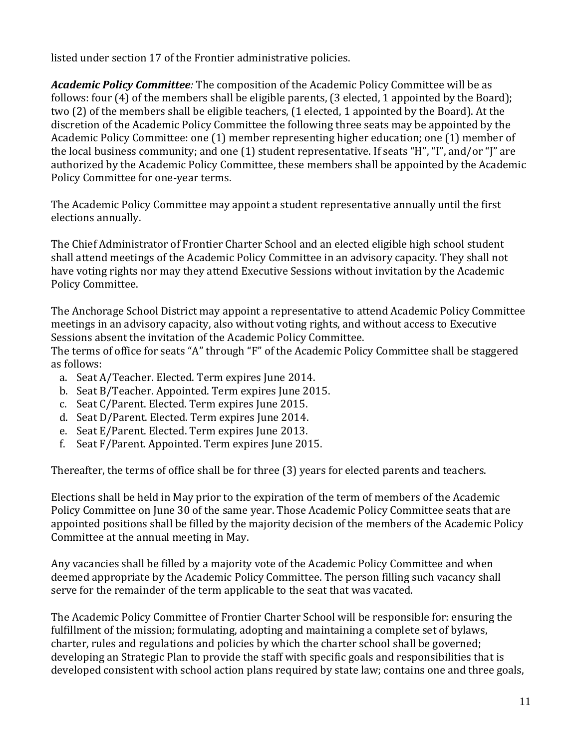listed under section 17 of the Frontier administrative policies.

***Academic Policy Committee**:* The composition of the Academic Policy Committee will be as follows: four (4) of the members shall be eligible parents, (3 elected, 1 appointed by the Board); two (2) of the members shall be eligible teachers, (1 elected, 1 appointed by the Board). At the discretion of the Academic Policy Committee the following three seats may be appointed by the Academic Policy Committee: one (1) member representing higher education; one (1) member of the local business community; and one (1) student representative. If seats "H", "I", and/or "J" are authorized by the Academic Policy Committee, these members shall be appointed by the Academic Policy Committee for one-year terms.

The Academic Policy Committee may appoint a student representative annually until the first elections annually.

The Chief Administrator of Frontier Charter School and an elected eligible high school student shall attend meetings of the Academic Policy Committee in an advisory capacity. They shall not have voting rights nor may they attend Executive Sessions without invitation by the Academic Policy Committee.

The Anchorage School District may appoint a representative to attend Academic Policy Committee meetings in an advisory capacity, also without voting rights, and without access to Executive Sessions absent the invitation of the Academic Policy Committee.
The terms of office for seats "A" through "F" of the Academic Policy Committee shall be staggered as follows:

a. Seat A/Teacher. Elected. Term expires June 2014.
b. Seat B/Teacher. Appointed. Term expires June 2015.
c. Seat C/Parent. Elected. Term expires June 2015.
d. Seat D/Parent. Elected. Term expires June 2014.
e. Seat E/Parent. Elected. Term expires June 2013.
f. Seat F/Parent. Appointed. Term expires June 2015.

Thereafter, the terms of office shall be for three (3) years for elected parents and teachers.

Elections shall be held in May prior to the expiration of the term of members of the Academic Policy Committee on June 30 of the same year. Those Academic Policy Committee seats that are appointed positions shall be filled by the majority decision of the members of the Academic Policy Committee at the annual meeting in May.

Any vacancies shall be filled by a majority vote of the Academic Policy Committee and when deemed appropriate by the Academic Policy Committee. The person filling such vacancy shall serve for the remainder of the term applicable to the seat that was vacated.

The Academic Policy Committee of Frontier Charter School will be responsible for: ensuring the fulfillment of the mission; formulating, adopting and maintaining a complete set of bylaws, charter, rules and regulations and policies by which the charter school shall be governed; developing an Strategic Plan to provide the staff with specific goals and responsibilities that is developed consistent with school action plans required by state law; contains one and three goals,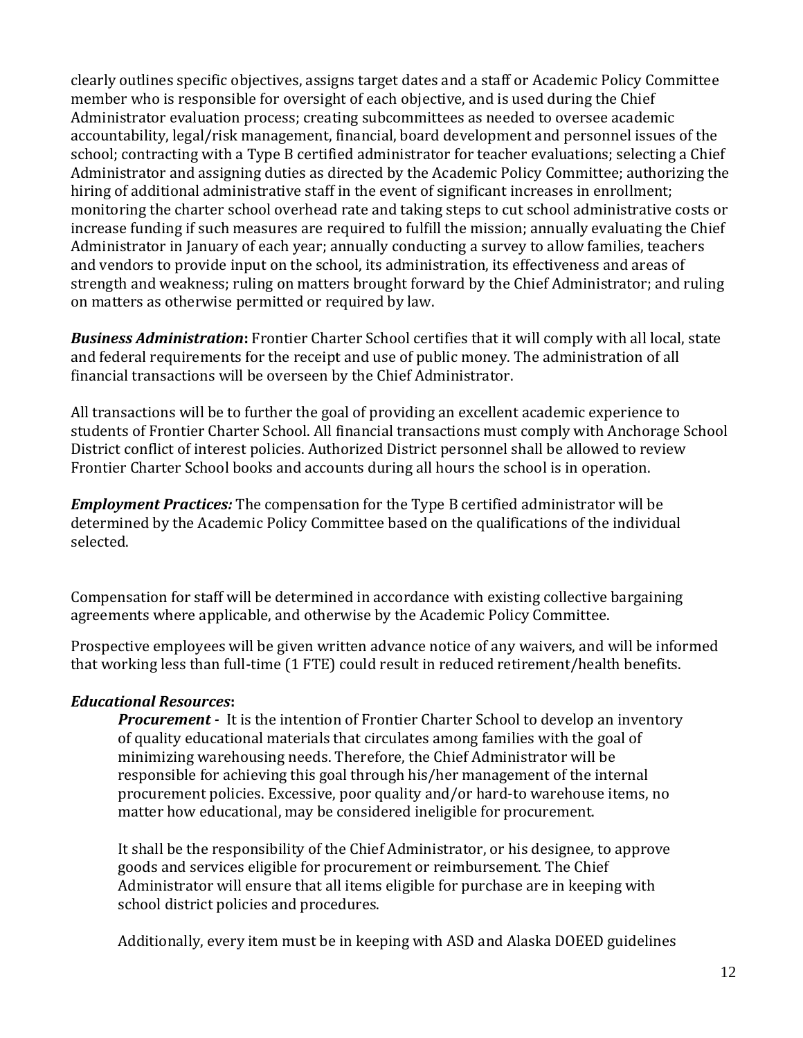clearly outlines specific objectives, assigns target dates and a staff or Academic Policy Committee member who is responsible for oversight of each objective, and is used during the Chief Administrator evaluation process; creating subcommittees as needed to oversee academic accountability, legal/risk management, financial, board development and personnel issues of the school; contracting with a Type B certified administrator for teacher evaluations; selecting a Chief Administrator and assigning duties as directed by the Academic Policy Committee; authorizing the hiring of additional administrative staff in the event of significant increases in enrollment; monitoring the charter school overhead rate and taking steps to cut school administrative costs or increase funding if such measures are required to fulfill the mission; annually evaluating the Chief Administrator in January of each year; annually conducting a survey to allow families, teachers and vendors to provide input on the school, its administration, its effectiveness and areas of strength and weakness; ruling on matters brought forward by the Chief Administrator; and ruling on matters as otherwise permitted or required by law.

***Business Administration*:** Frontier Charter School certifies that it will comply with all local, state and federal requirements for the receipt and use of public money. The administration of all financial transactions will be overseen by the Chief Administrator.

All transactions will be to further the goal of providing an excellent academic experience to students of Frontier Charter School. All financial transactions must comply with Anchorage School District conflict of interest policies. Authorized District personnel shall be allowed to review Frontier Charter School books and accounts during all hours the school is in operation.

***Employment Practices:*** The compensation for the Type B certified administrator will be determined by the Academic Policy Committee based on the qualifications of the individual selected.

Compensation for staff will be determined in accordance with existing collective bargaining agreements where applicable, and otherwise by the Academic Policy Committee.

Prospective employees will be given written advance notice of any waivers, and will be informed that working less than full-time (1 FTE) could result in reduced retirement/health benefits.

***Educational Resources*:**

***Procurement -*** It is the intention of Frontier Charter School to develop an inventory of quality educational materials that circulates among families with the goal of minimizing warehousing needs. Therefore, the Chief Administrator will be responsible for achieving this goal through his/her management of the internal procurement policies. Excessive, poor quality and/or hard-to warehouse items, no matter how educational, may be considered ineligible for procurement.

It shall be the responsibility of the Chief Administrator, or his designee, to approve goods and services eligible for procurement or reimbursement. The Chief Administrator will ensure that all items eligible for purchase are in keeping with school district policies and procedures.

Additionally, every item must be in keeping with ASD and Alaska DOEED guidelines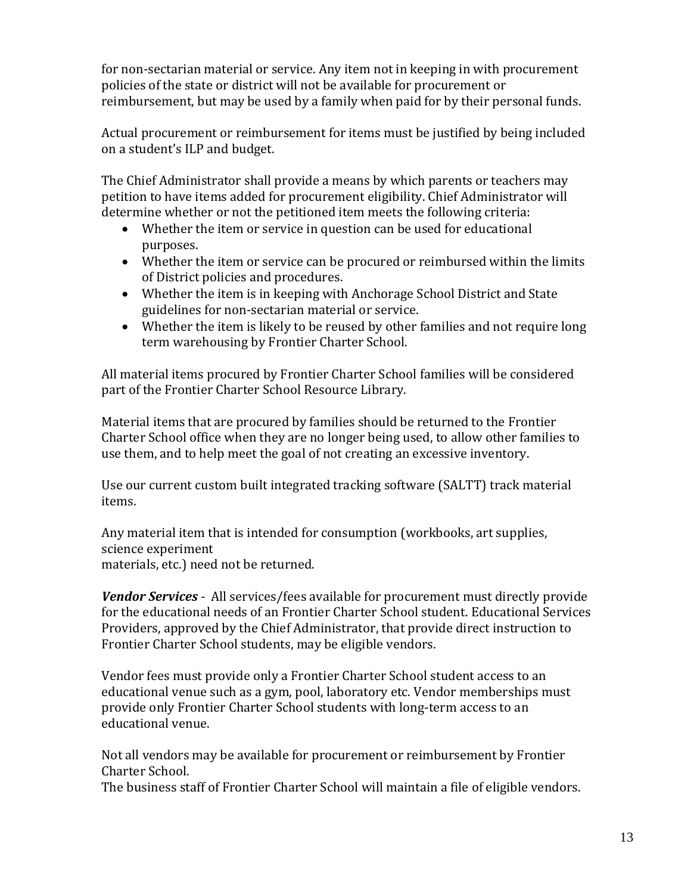for non-sectarian material or service. Any item not in keeping in with procurement policies of the state or district will not be available for procurement or reimbursement, but may be used by a family when paid for by their personal funds.

Actual procurement or reimbursement for items must be justified by being included on a student's ILP and budget.

The Chief Administrator shall provide a means by which parents or teachers may petition to have items added for procurement eligibility. Chief Administrator will determine whether or not the petitioned item meets the following criteria:

- Whether the item or service in question can be used for educational purposes.
- Whether the item or service can be procured or reimbursed within the limits of District policies and procedures.
- Whether the item is in keeping with Anchorage School District and State guidelines for non-sectarian material or service.
- Whether the item is likely to be reused by other families and not require long term warehousing by Frontier Charter School.

All material items procured by Frontier Charter School families will be considered part of the Frontier Charter School Resource Library.

Material items that are procured by families should be returned to the Frontier Charter School office when they are no longer being used, to allow other families to use them, and to help meet the goal of not creating an excessive inventory.

Use our current custom built integrated tracking software (SALTT) track material items.

Any material item that is intended for consumption (workbooks, art supplies, science experiment
materials, etc.) need not be returned.

***Vendor Services*** - All services/fees available for procurement must directly provide for the educational needs of an Frontier Charter School student. Educational Services Providers, approved by the Chief Administrator, that provide direct instruction to Frontier Charter School students, may be eligible vendors.

Vendor fees must provide only a Frontier Charter School student access to an educational venue such as a gym, pool, laboratory etc. Vendor memberships must provide only Frontier Charter School students with long-term access to an educational venue.

Not all vendors may be available for procurement or reimbursement by Frontier Charter School.
The business staff of Frontier Charter School will maintain a file of eligible vendors.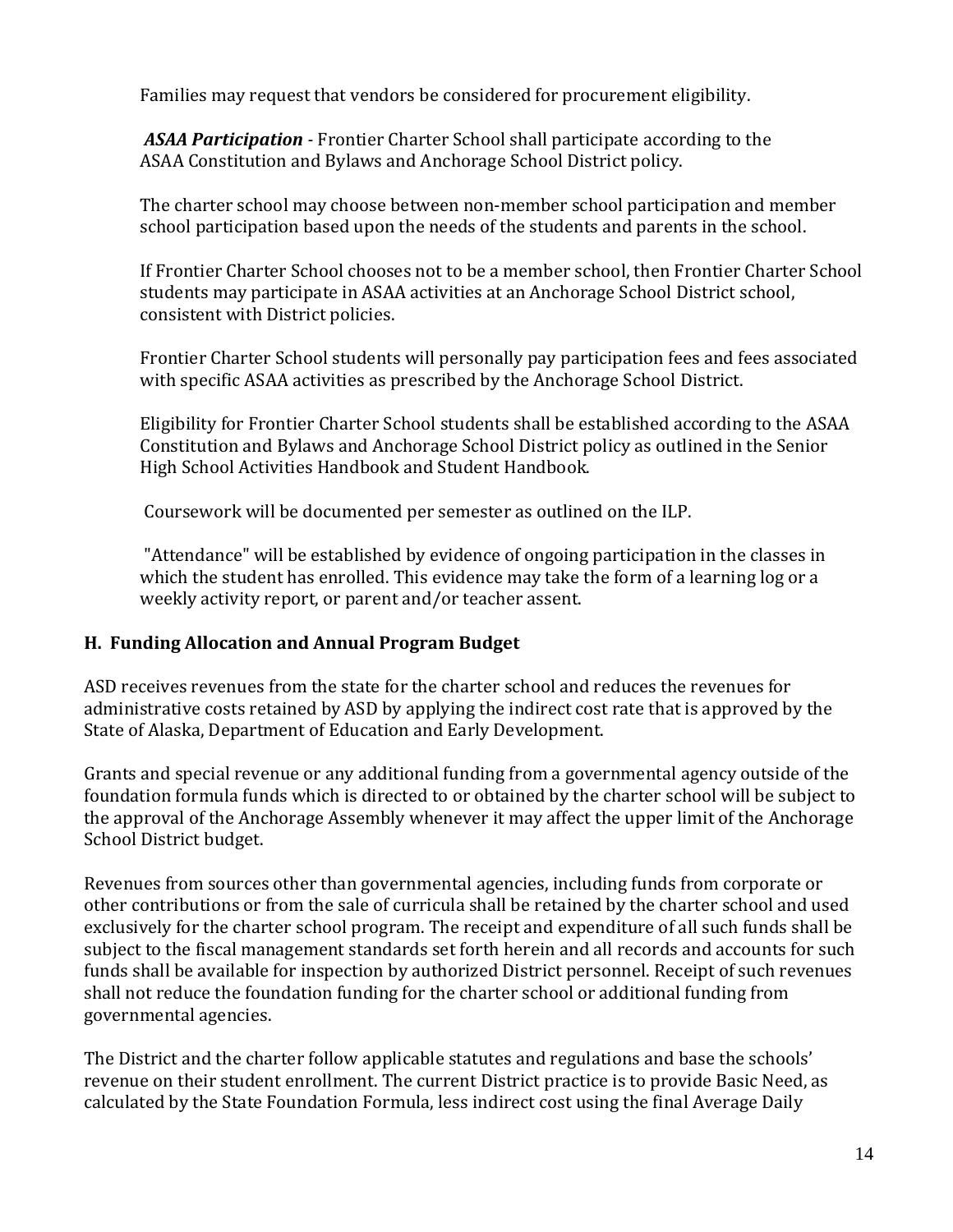Families may request that vendors be considered for procurement eligibility.

***ASAA Participation*** - Frontier Charter School shall participate according to the ASAA Constitution and Bylaws and Anchorage School District policy.

The charter school may choose between non-member school participation and member school participation based upon the needs of the students and parents in the school.

If Frontier Charter School chooses not to be a member school, then Frontier Charter School students may participate in ASAA activities at an Anchorage School District school, consistent with District policies.

Frontier Charter School students will personally pay participation fees and fees associated with specific ASAA activities as prescribed by the Anchorage School District.

Eligibility for Frontier Charter School students shall be established according to the ASAA Constitution and Bylaws and Anchorage School District policy as outlined in the Senior High School Activities Handbook and Student Handbook.

Coursework will be documented per semester as outlined on the ILP.

"Attendance" will be established by evidence of ongoing participation in the classes in which the student has enrolled. This evidence may take the form of a learning log or a weekly activity report, or parent and/or teacher assent.

## H. Funding Allocation and Annual Program Budget

ASD receives revenues from the state for the charter school and reduces the revenues for administrative costs retained by ASD by applying the indirect cost rate that is approved by the State of Alaska, Department of Education and Early Development.

Grants and special revenue or any additional funding from a governmental agency outside of the foundation formula funds which is directed to or obtained by the charter school will be subject to the approval of the Anchorage Assembly whenever it may affect the upper limit of the Anchorage School District budget.

Revenues from sources other than governmental agencies, including funds from corporate or other contributions or from the sale of curricula shall be retained by the charter school and used exclusively for the charter school program. The receipt and expenditure of all such funds shall be subject to the fiscal management standards set forth herein and all records and accounts for such funds shall be available for inspection by authorized District personnel. Receipt of such revenues shall not reduce the foundation funding for the charter school or additional funding from governmental agencies.

The District and the charter follow applicable statutes and regulations and base the schools' revenue on their student enrollment. The current District practice is to provide Basic Need, as calculated by the State Foundation Formula, less indirect cost using the final Average Daily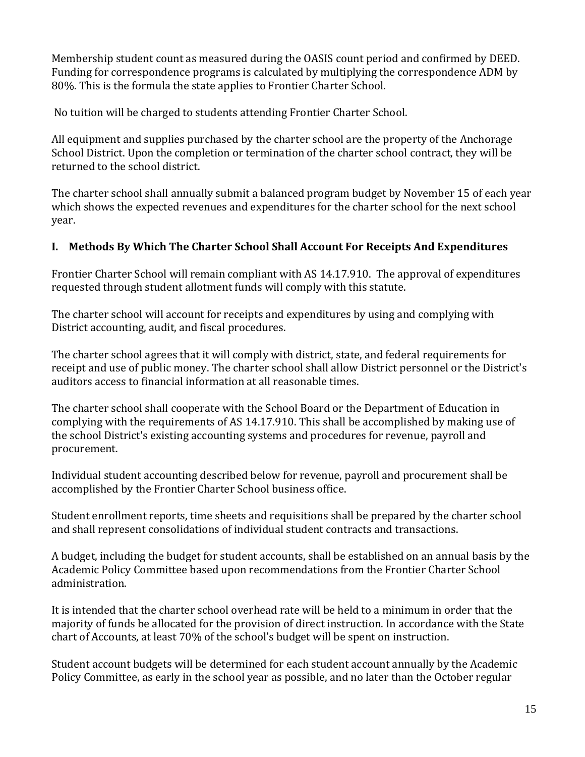Membership student count as measured during the OASIS count period and confirmed by DEED. Funding for correspondence programs is calculated by multiplying the correspondence ADM by 80%. This is the formula the state applies to Frontier Charter School.

No tuition will be charged to students attending Frontier Charter School.

All equipment and supplies purchased by the charter school are the property of the Anchorage School District. Upon the completion or termination of the charter school contract, they will be returned to the school district.

The charter school shall annually submit a balanced program budget by November 15 of each year which shows the expected revenues and expenditures for the charter school for the next school year.

## I. Methods By Which The Charter School Shall Account For Receipts And Expenditures

Frontier Charter School will remain compliant with AS 14.17.910. The approval of expenditures requested through student allotment funds will comply with this statute.

The charter school will account for receipts and expenditures by using and complying with District accounting, audit, and fiscal procedures.

The charter school agrees that it will comply with district, state, and federal requirements for receipt and use of public money. The charter school shall allow District personnel or the District's auditors access to financial information at all reasonable times.

The charter school shall cooperate with the School Board or the Department of Education in complying with the requirements of AS 14.17.910. This shall be accomplished by making use of the school District's existing accounting systems and procedures for revenue, payroll and procurement.

Individual student accounting described below for revenue, payroll and procurement shall be accomplished by the Frontier Charter School business office.

Student enrollment reports, time sheets and requisitions shall be prepared by the charter school and shall represent consolidations of individual student contracts and transactions.

A budget, including the budget for student accounts, shall be established on an annual basis by the Academic Policy Committee based upon recommendations from the Frontier Charter School administration.

It is intended that the charter school overhead rate will be held to a minimum in order that the majority of funds be allocated for the provision of direct instruction. In accordance with the State chart of Accounts, at least 70% of the school's budget will be spent on instruction.

Student account budgets will be determined for each student account annually by the Academic Policy Committee, as early in the school year as possible, and no later than the October regular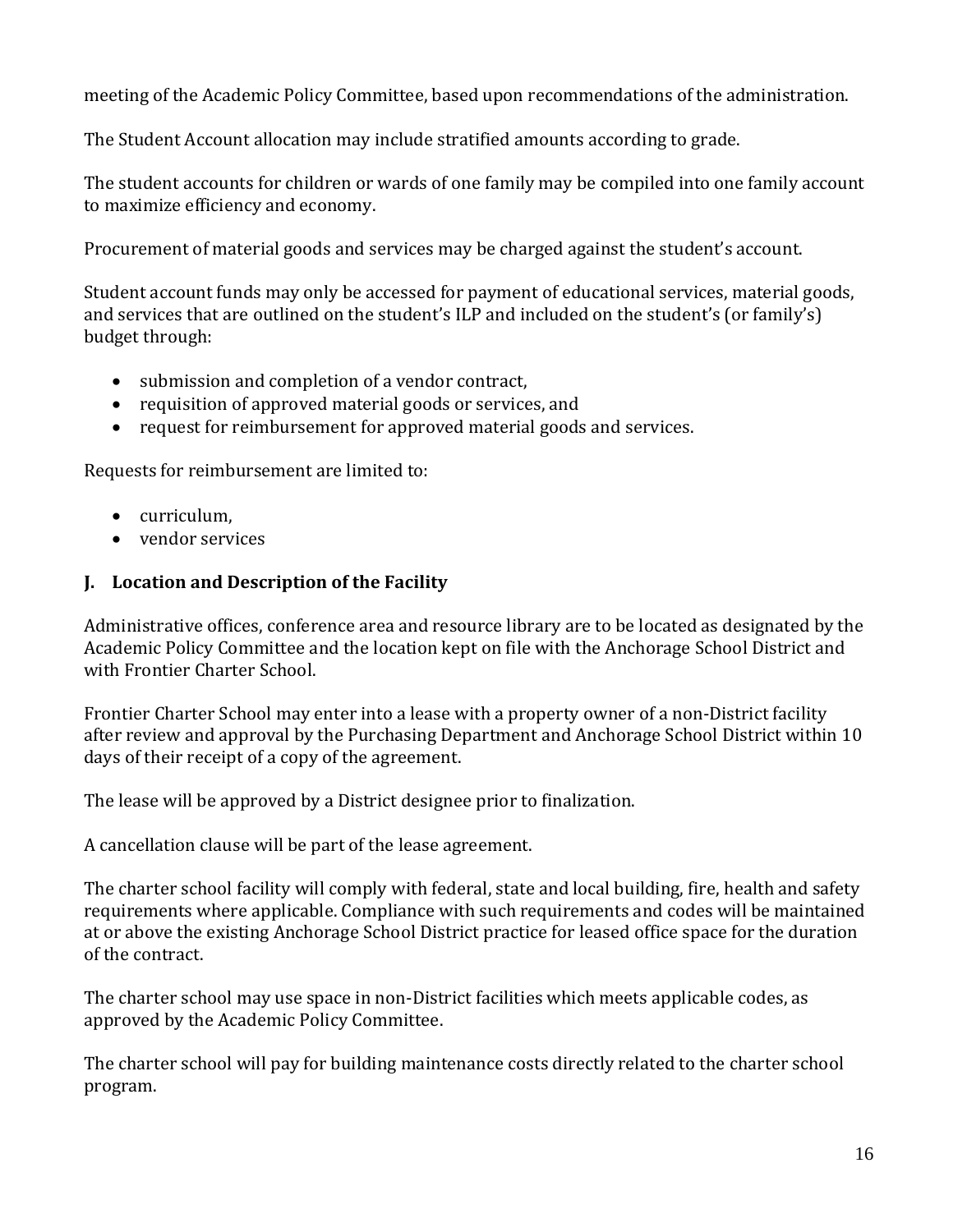meeting of the Academic Policy Committee, based upon recommendations of the administration.

The Student Account allocation may include stratified amounts according to grade.

The student accounts for children or wards of one family may be compiled into one family account to maximize efficiency and economy.

Procurement of material goods and services may be charged against the student's account.

Student account funds may only be accessed for payment of educational services, material goods, and services that are outlined on the student's ILP and included on the student's (or family's) budget through:

- submission and completion of a vendor contract,
- requisition of approved material goods or services, and
- request for reimbursement for approved material goods and services.

Requests for reimbursement are limited to:

- curriculum,
- vendor services

## J. Location and Description of the Facility

Administrative offices, conference area and resource library are to be located as designated by the Academic Policy Committee and the location kept on file with the Anchorage School District and with Frontier Charter School.

Frontier Charter School may enter into a lease with a property owner of a non-District facility after review and approval by the Purchasing Department and Anchorage School District within 10 days of their receipt of a copy of the agreement.

The lease will be approved by a District designee prior to finalization.

A cancellation clause will be part of the lease agreement.

The charter school facility will comply with federal, state and local building, fire, health and safety requirements where applicable. Compliance with such requirements and codes will be maintained at or above the existing Anchorage School District practice for leased office space for the duration of the contract.

The charter school may use space in non-District facilities which meets applicable codes, as approved by the Academic Policy Committee.

The charter school will pay for building maintenance costs directly related to the charter school program.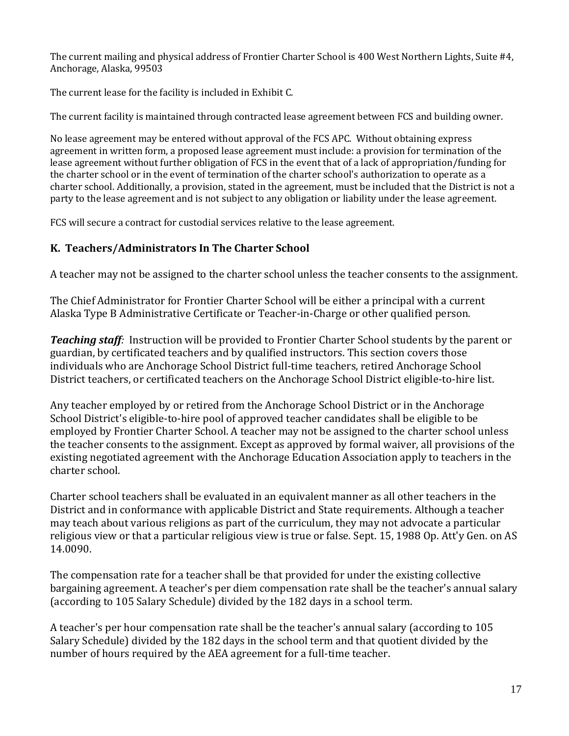The current mailing and physical address of Frontier Charter School is 400 West Northern Lights, Suite #4, Anchorage, Alaska, 99503

The current lease for the facility is included in Exhibit C.

The current facility is maintained through contracted lease agreement between FCS and building owner.

No lease agreement may be entered without approval of the FCS APC. Without obtaining express agreement in written form, a proposed lease agreement must include: a provision for termination of the lease agreement without further obligation of FCS in the event that of a lack of appropriation/funding for the charter school or in the event of termination of the charter school's authorization to operate as a charter school. Additionally, a provision, stated in the agreement, must be included that the District is not a party to the lease agreement and is not subject to any obligation or liability under the lease agreement.

FCS will secure a contract for custodial services relative to the lease agreement.

## K. Teachers/Administrators In The Charter School

A teacher may not be assigned to the charter school unless the teacher consents to the assignment.

The Chief Administrator for Frontier Charter School will be either a principal with a current Alaska Type B Administrative Certificate or Teacher-in-Charge or other qualified person.

***Teaching staff:*** Instruction will be provided to Frontier Charter School students by the parent or guardian, by certificated teachers and by qualified instructors. This section covers those individuals who are Anchorage School District full-time teachers, retired Anchorage School District teachers, or certificated teachers on the Anchorage School District eligible-to-hire list.

Any teacher employed by or retired from the Anchorage School District or in the Anchorage School District's eligible-to-hire pool of approved teacher candidates shall be eligible to be employed by Frontier Charter School. A teacher may not be assigned to the charter school unless the teacher consents to the assignment. Except as approved by formal waiver, all provisions of the existing negotiated agreement with the Anchorage Education Association apply to teachers in the charter school.

Charter school teachers shall be evaluated in an equivalent manner as all other teachers in the District and in conformance with applicable District and State requirements. Although a teacher may teach about various religions as part of the curriculum, they may not advocate a particular religious view or that a particular religious view is true or false. Sept. 15, 1988 Op. Att'y Gen. on AS 14.0090.

The compensation rate for a teacher shall be that provided for under the existing collective bargaining agreement. A teacher's per diem compensation rate shall be the teacher's annual salary (according to 105 Salary Schedule) divided by the 182 days in a school term.

A teacher's per hour compensation rate shall be the teacher's annual salary (according to 105 Salary Schedule) divided by the 182 days in the school term and that quotient divided by the number of hours required by the AEA agreement for a full-time teacher.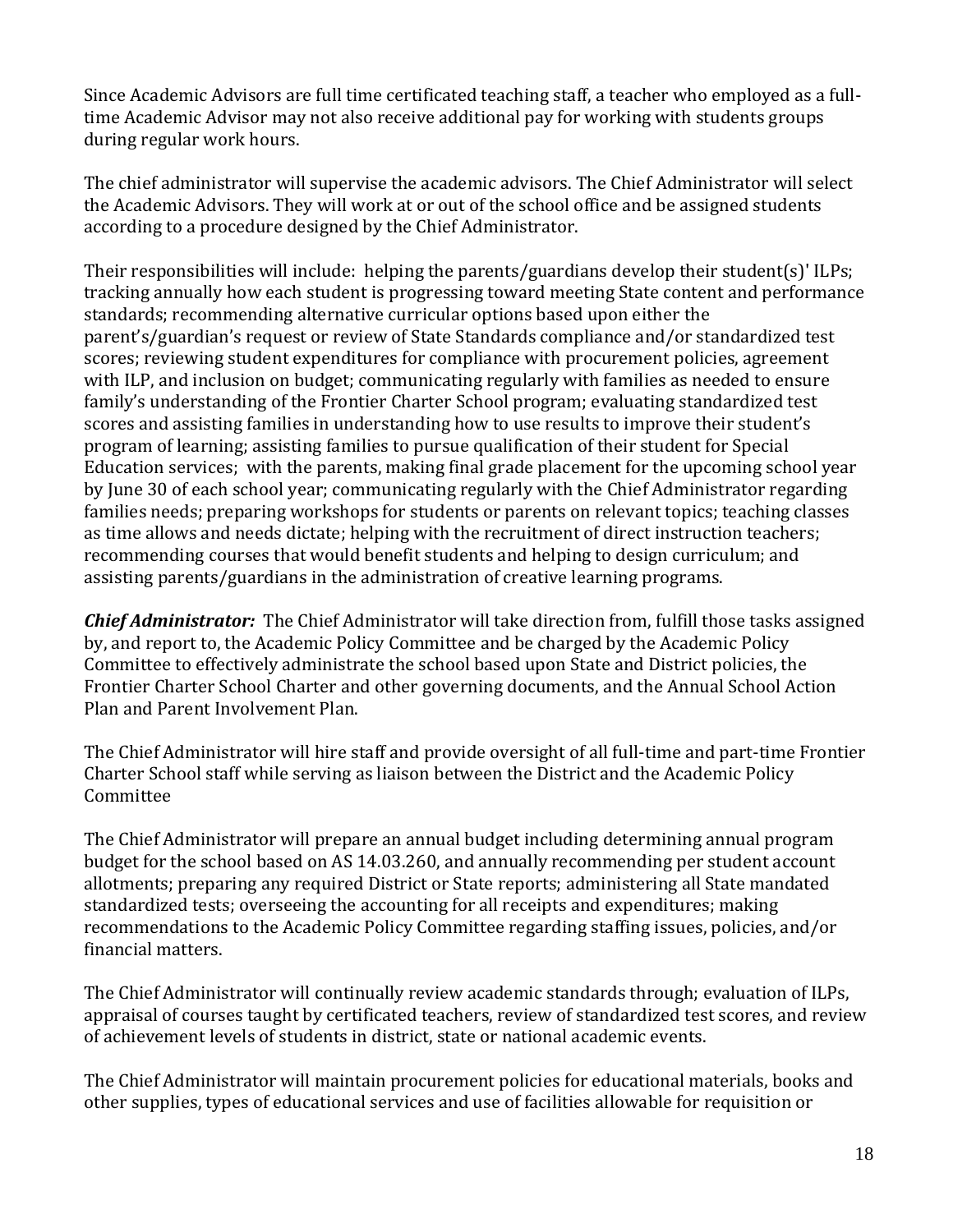Since Academic Advisors are full time certificated teaching staff, a teacher who employed as a full-time Academic Advisor may not also receive additional pay for working with students groups during regular work hours.

The chief administrator will supervise the academic advisors. The Chief Administrator will select the Academic Advisors. They will work at or out of the school office and be assigned students according to a procedure designed by the Chief Administrator.

Their responsibilities will include: helping the parents/guardians develop their student(s)' ILPs; tracking annually how each student is progressing toward meeting State content and performance standards; recommending alternative curricular options based upon either the parent's/guardian's request or review of State Standards compliance and/or standardized test scores; reviewing student expenditures for compliance with procurement policies, agreement with ILP, and inclusion on budget; communicating regularly with families as needed to ensure family's understanding of the Frontier Charter School program; evaluating standardized test scores and assisting families in understanding how to use results to improve their student's program of learning; assisting families to pursue qualification of their student for Special Education services; with the parents, making final grade placement for the upcoming school year by June 30 of each school year; communicating regularly with the Chief Administrator regarding families needs; preparing workshops for students or parents on relevant topics; teaching classes as time allows and needs dictate; helping with the recruitment of direct instruction teachers; recommending courses that would benefit students and helping to design curriculum; and assisting parents/guardians in the administration of creative learning programs.

***Chief Administrator:*** The Chief Administrator will take direction from, fulfill those tasks assigned by, and report to, the Academic Policy Committee and be charged by the Academic Policy Committee to effectively administrate the school based upon State and District policies, the Frontier Charter School Charter and other governing documents, and the Annual School Action Plan and Parent Involvement Plan.

The Chief Administrator will hire staff and provide oversight of all full-time and part-time Frontier Charter School staff while serving as liaison between the District and the Academic Policy Committee

The Chief Administrator will prepare an annual budget including determining annual program budget for the school based on AS 14.03.260, and annually recommending per student account allotments; preparing any required District or State reports; administering all State mandated standardized tests; overseeing the accounting for all receipts and expenditures; making recommendations to the Academic Policy Committee regarding staffing issues, policies, and/or financial matters.

The Chief Administrator will continually review academic standards through; evaluation of ILPs, appraisal of courses taught by certificated teachers, review of standardized test scores, and review of achievement levels of students in district, state or national academic events.

The Chief Administrator will maintain procurement policies for educational materials, books and other supplies, types of educational services and use of facilities allowable for requisition or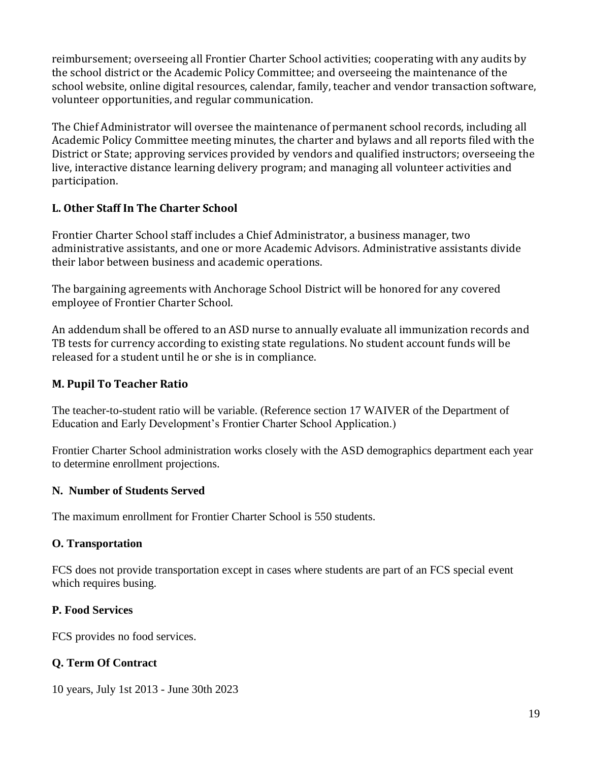reimbursement; overseeing all Frontier Charter School activities; cooperating with any audits by the school district or the Academic Policy Committee; and overseeing the maintenance of the school website, online digital resources, calendar, family, teacher and vendor transaction software, volunteer opportunities, and regular communication.

The Chief Administrator will oversee the maintenance of permanent school records, including all Academic Policy Committee meeting minutes, the charter and bylaws and all reports filed with the District or State; approving services provided by vendors and qualified instructors; overseeing the live, interactive distance learning delivery program; and managing all volunteer activities and participation.

### L. Other Staff In The Charter School

Frontier Charter School staff includes a Chief Administrator, a business manager, two administrative assistants, and one or more Academic Advisors. Administrative assistants divide their labor between business and academic operations.

The bargaining agreements with Anchorage School District will be honored for any covered employee of Frontier Charter School.

An addendum shall be offered to an ASD nurse to annually evaluate all immunization records and TB tests for currency according to existing state regulations. No student account funds will be released for a student until he or she is in compliance.

### M. Pupil To Teacher Ratio

The teacher-to-student ratio will be variable. (Reference section 17 WAIVER of the Department of Education and Early Development's Frontier Charter School Application.)

Frontier Charter School administration works closely with the ASD demographics department each year to determine enrollment projections.

### N. Number of Students Served

The maximum enrollment for Frontier Charter School is 550 students.

### O. Transportation

FCS does not provide transportation except in cases where students are part of an FCS special event which requires busing.

### P. Food Services

FCS provides no food services.

### Q. Term Of Contract

10 years, July 1st 2013 - June 30th 2023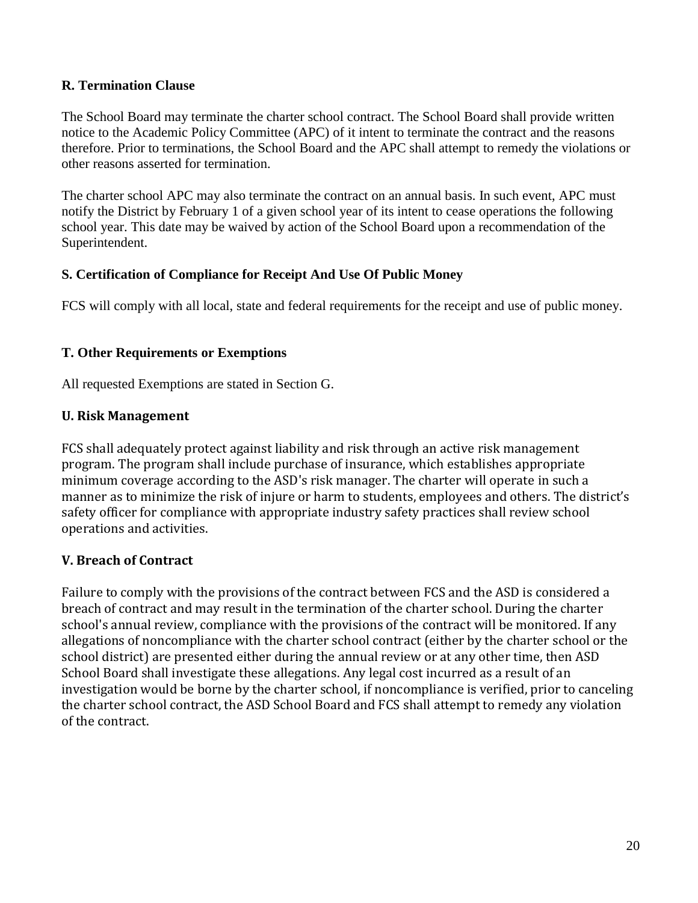### R. Termination Clause

The School Board may terminate the charter school contract. The School Board shall provide written notice to the Academic Policy Committee (APC) of it intent to terminate the contract and the reasons therefore. Prior to terminations, the School Board and the APC shall attempt to remedy the violations or other reasons asserted for termination.

The charter school APC may also terminate the contract on an annual basis. In such event, APC must notify the District by February 1 of a given school year of its intent to cease operations the following school year. This date may be waived by action of the School Board upon a recommendation of the Superintendent.

### S. Certification of Compliance for Receipt And Use Of Public Money

FCS will comply with all local, state and federal requirements for the receipt and use of public money.

### T. Other Requirements or Exemptions

All requested Exemptions are stated in Section G.

### U. Risk Management

FCS shall adequately protect against liability and risk through an active risk management program. The program shall include purchase of insurance, which establishes appropriate minimum coverage according to the ASD's risk manager. The charter will operate in such a manner as to minimize the risk of injure or harm to students, employees and others. The district's safety officer for compliance with appropriate industry safety practices shall review school operations and activities.

### V. Breach of Contract

Failure to comply with the provisions of the contract between FCS and the ASD is considered a breach of contract and may result in the termination of the charter school. During the charter school's annual review, compliance with the provisions of the contract will be monitored. If any allegations of noncompliance with the charter school contract (either by the charter school or the school district) are presented either during the annual review or at any other time, then ASD School Board shall investigate these allegations. Any legal cost incurred as a result of an investigation would be borne by the charter school, if noncompliance is verified, prior to canceling the charter school contract, the ASD School Board and FCS shall attempt to remedy any violation of the contract.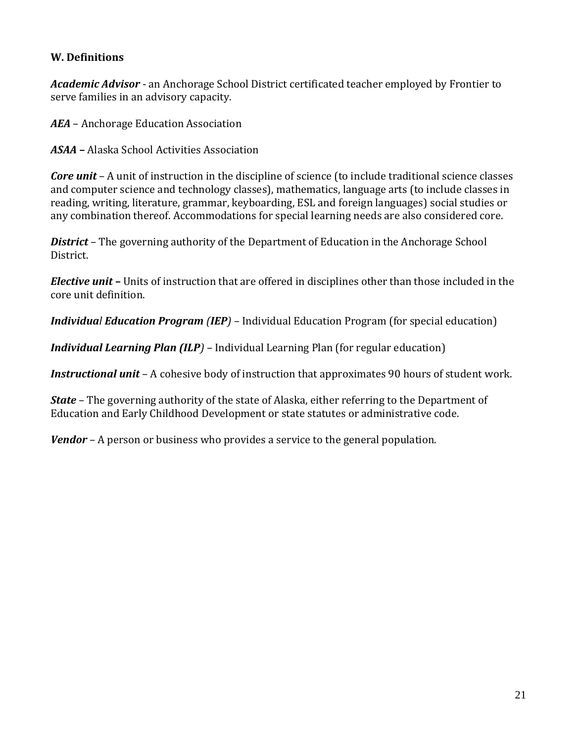**W. Definitions**

***Academic Advisor*** **-** an Anchorage School District certificated teacher employed by Frontier to serve families in an advisory capacity.

***AEA*** – Anchorage Education Association

***ASAA*** **–** Alaska School Activities Association

***Core unit*** – A unit of instruction in the discipline of science (to include traditional science classes and computer science and technology classes), mathematics, language arts (to include classes in reading, writing, literature, grammar, keyboarding, ESL and foreign languages) social studies or any combination thereof. Accommodations for special learning needs are also considered core.

***District*** – The governing authority of the Department of Education in the Anchorage School District.

***Elective unit*** **–** Units of instruction that are offered in disciplines other than those included in the core unit definition.

***Individual Education Program (IEP)*** – Individual Education Program (for special education)

***Individual Learning Plan (ILP)*** – Individual Learning Plan (for regular education)

***Instructional unit*** – A cohesive body of instruction that approximates 90 hours of student work.

***State*** – The governing authority of the state of Alaska, either referring to the Department of Education and Early Childhood Development or state statutes or administrative code.

***Vendor*** – A person or business who provides a service to the general population.